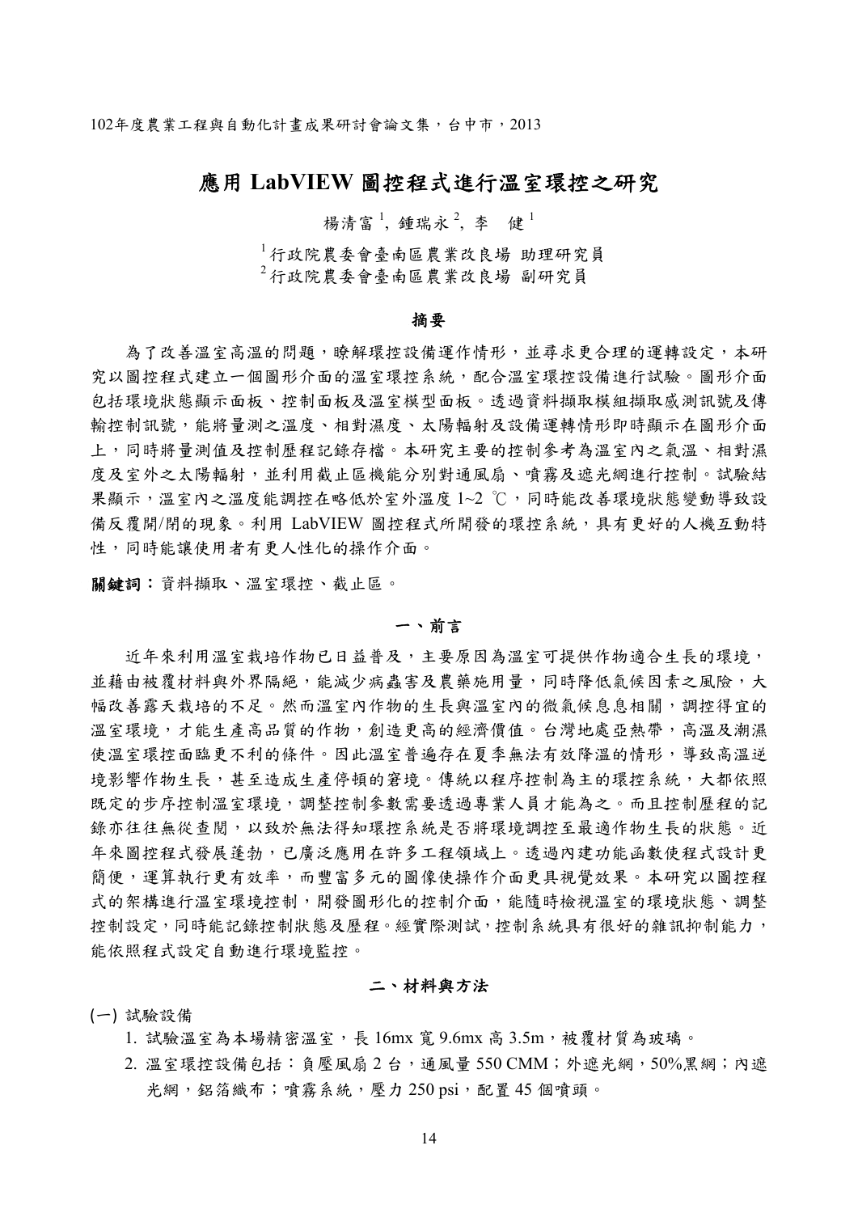# 應用 LabVIEW 圖控程式進行溫室環控之研究

楊清富[1], 鍾瑞永[2], 李 健[1]

[1] 行政院農委會臺南區農業改良場 助理研究員
[2] 行政院農委會臺南區農業改良場 副研究員

## 摘要

為了改善溫室高溫的問題，瞭解環控設備運作情形，並尋求更合理的運轉設定，本研究以圖控程式建立一個圖形介面的溫室環控系統，配合溫室環控設備進行試驗。圖形介面包括環境狀態顯示面板、控制面板及溫室模型面板。透過資料擷取模組擷取感測訊號及傳輸控制訊號，能將量測之溫度、相對濕度、太陽輻射及設備運轉情形即時顯示在圖形介面上，同時將量測值及控制歷程記錄存檔。本研究主要的控制參考為溫室內之氣溫、相對濕度及室外之太陽輻射，並利用截止區機能分別對通風扇、噴霧及遮光網進行控制。試驗結果顯示，溫室內之溫度能調控在略低於室外溫度 1~2 ℃，同時能改善環境狀態變動導致設備反覆開/閉的現象。利用 LabVIEW 圖控程式所開發的環控系統，具有更好的人機互動特性，同時能讓使用者有更人性化的操作介面。

**關鍵詞：**資料擷取、溫室環控、截止區。

## 一、前言

近年來利用溫室栽培作物已日益普及，主要原因為溫室可提供作物適合生長的環境，並藉由被覆材料與外界隔絕，能減少病蟲害及農藥施用量，同時降低氣候因素之風險，大幅改善露天栽培的不足。然而溫室內作物的生長與溫室內的微氣候息息相關，調控得宜的溫室環境，才能生產高品質的作物，創造更高的經濟價值。台灣地處亞熱帶，高溫及潮濕使溫室環控面臨更不利的條件。因此溫室普遍存在夏季無法有效降溫的情形，導致高溫逆境影響作物生長，甚至造成生產停頓的窘境。傳統以程序控制為主的環控系統，大都依照既定的步序控制溫室環境，調整控制參數需要透過專業人員才能為之。而且控制歷程的記錄亦往往無從查閱，以致於無法得知環控系統是否將環境調控至最適作物生長的狀態。近年來圖控程式發展蓬勃，已廣泛應用在許多工程領域上。透過內建功能函數使程式設計更簡便，運算執行更有效率，而豐富多元的圖像使操作介面更具視覺效果。本研究以圖控程式的架構進行溫室環境控制，開發圖形化的控制介面，能隨時檢視溫室的環境狀態、調整控制設定，同時能記錄控制狀態及歷程。經實際測試，控制系統具有很好的雜訊抑制能力，能依照程式設定自動進行環境監控。

## 二、材料與方法

(一) 試驗設備

1. 試驗溫室為本場精密溫室，長 16mx 寬 9.6mx 高 3.5m，被覆材質為玻璃。
2. 溫室環控設備包括：負壓風扇 2 台，通風量 550 CMM；外遮光網，50%黑網；內遮光網，鋁箔織布；噴霧系統，壓力 250 psi，配置 45 個噴頭。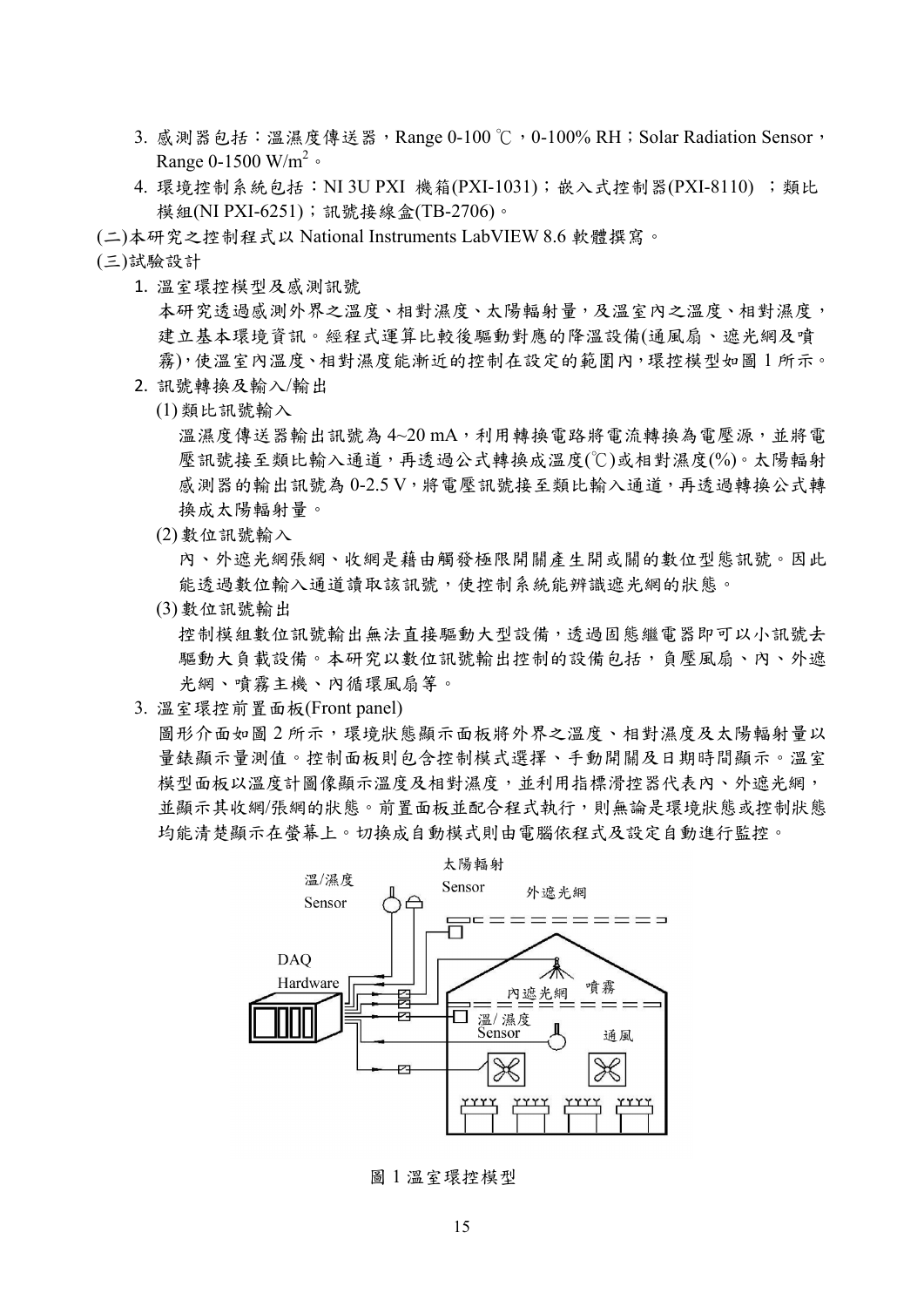3. 感測器包括：溫濕度傳送器，Range 0-100 ℃，0-100% RH；Solar Radiation Sensor，Range 0-1500 W/m$^2$。
4. 環境控制系統包括：NI 3U PXI 機箱(PXI-1031)；嵌入式控制器(PXI-8110) ；類比模組(NI PXI-6251)；訊號接線盒(TB-2706)。

(二)本研究之控制程式以 National Instruments LabVIEW 8.6 軟體撰寫。

(三)試驗設計

1. 溫室環控模型及感測訊號

   本研究透過感測外界之溫度、相對濕度、太陽輻射量，及溫室內之溫度、相對濕度，建立基本環境資訊。經程式運算比較後驅動對應的降溫設備(通風扇、遮光網及噴霧)，使溫室內溫度、相對濕度能漸近的控制在設定的範圍內，環控模型如圖 1 所示。

2. 訊號轉換及輸入/輸出

   (1) 類比訊號輸入

   溫濕度傳送器輸出訊號為 4~20 mA，利用轉換電路將電流轉換為電壓源，並將電壓訊號接至類比輸入通道，再透過公式轉換成溫度(℃)或相對濕度(%)。太陽輻射感測器的輸出訊號為 0-2.5 V，將電壓訊號接至類比輸入通道，再透過轉換公式轉換成太陽輻射量。

   (2) 數位訊號輸入

   內、外遮光網張網、收網是藉由觸發極限開關產生開或關的數位型態訊號。因此能透過數位輸入通道讀取該訊號，使控制系統能辨識遮光網的狀態。

   (3) 數位訊號輸出

   控制模組數位訊號輸出無法直接驅動大型設備，透過固態繼電器即可以小訊號去驅動大負載設備。本研究以數位訊號輸出控制的設備包括，負壓風扇、內、外遮光網、噴霧主機、內循環風扇等。

3. 溫室環控前置面板(Front panel)

   圖形介面如圖 2 所示，環境狀態顯示面板將外界之溫度、相對濕度及太陽輻射量以量錶顯示量測值。控制面板則包含控制模式選擇、手動開關及日期時間顯示。溫室模型面板以溫度計圖像顯示溫度及相對濕度，並利用指標滑控器代表內、外遮光網，並顯示其收網/張網的狀態。前置面板並配合程式執行，則無論是環境狀態或控制狀態均能清楚顯示在螢幕上。切換成自動模式則由電腦依程式及設定自動進行監控。

圖 1 溫室環控模型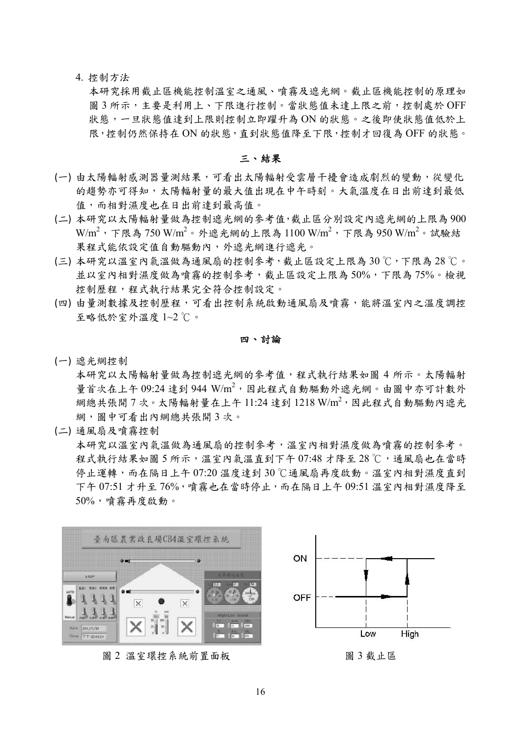4. 控制方法

本研究採用截止區機能控制溫室之通風、噴霧及遮光網。截止區機能控制的原理如圖 3 所示，主要是利用上、下限進行控制。當狀態值未達上限之前，控制處於 OFF 狀態，一旦狀態值達到上限則控制立即躍升為 ON 的狀態。之後即使狀態值低於上限，控制仍然保持在 ON 的狀態，直到狀態值降至下限，控制才回復為 OFF 的狀態。

## 三、結果

(一) 由太陽輻射感測器量測結果，可看出太陽輻射受雲層干擾會造成劇烈的變動，從變化的趨勢亦可得知，太陽輻射量的最大值出現在中午時刻。大氣溫度在日出前達到最低值，而相對濕度也在日出前達到最高值。

(二) 本研究以太陽輻射量做為控制遮光網的參考值，截止區分別設定內遮光網的上限為 900 $W/m^2$，下限為 750 $W/m^2$。外遮光網的上限為 1100 $W/m^2$，下限為 950 $W/m^2$。試驗結果程式能依設定值自動驅動內，外遮光網進行遮光。

(三) 本研究以溫室內氣溫做為通風扇的控制參考，截止區設定上限為 30 ℃，下限為 28 ℃。並以室內相對濕度做為噴霧的控制參考，截止區設定上限為 50%，下限為 75%。檢視控制歷程，程式執行結果完全符合控制設定。

(四) 由量測數據及控制歷程，可看出控制系統啟動通風扇及噴霧，能將溫室內之溫度調控至略低於室外溫度 1~2 ℃。

## 四、討論

(一) 遮光網控制

本研究以太陽輻射量做為控制遮光網的參考值，程式執行結果如圖 4 所示。太陽輻射量首次在上午 09:24 達到 944 $W/m^2$，因此程式自動驅動外遮光網。由圖中亦可計數外網總共張開 7 次。太陽輻射量在上午 11:24 達到 1218 $W/m^2$，因此程式自動驅動內遮光網，圖中可看出內網總共張開 3 次。

(二) 通風扇及噴霧控制

本研究以溫室內氣溫做為通風扇的控制參考，溫室內相對濕度做為噴霧的控制參考。程式執行結果如圖 5 所示，溫室內氣溫直到下午 07:48 才降至 28 ℃，通風扇也在當時停止運轉，而在隔日上午 07:20 溫度達到 30 ℃通風扇再度啟動。溫室內相對濕度直到下午 07:51 才升至 76%，噴霧也在當時停止，而在隔日上午 09:51 溫室內相對濕度降至 50%，噴霧再度啟動。

圖 2 溫室環控系統前置面板

圖 3 截止區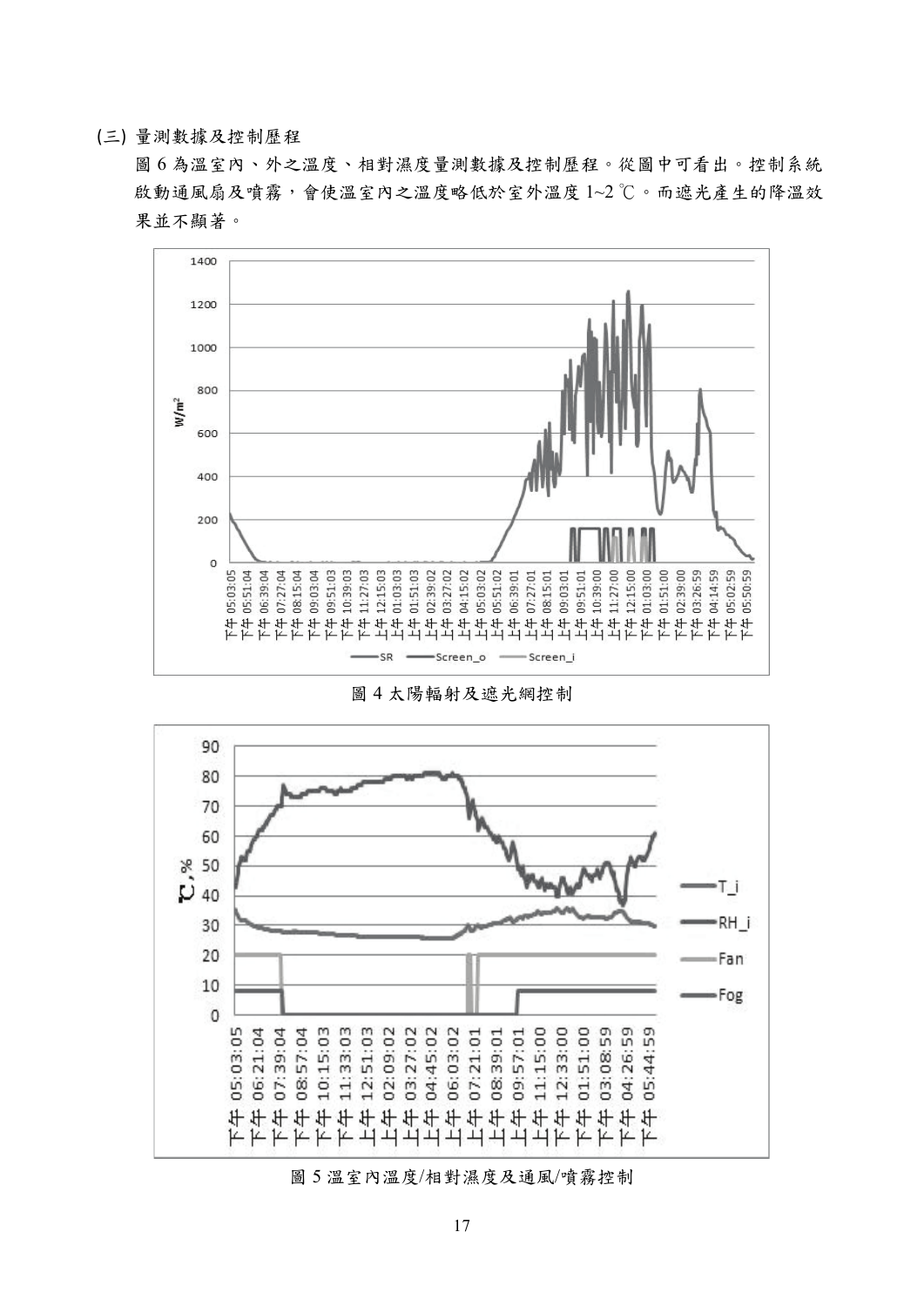(三) 量測數據及控制歷程

圖 6 為溫室內、外之溫度、相對濕度量測數據及控制歷程。從圖中可看出。控制系統啟動通風扇及噴霧，會使溫室內之溫度略低於室外溫度 1~2 ℃。而遮光產生的降溫效果並不顯著。

圖 4 太陽輻射及遮光網控制

圖 5 溫室內溫度/相對濕度及通風/噴霧控制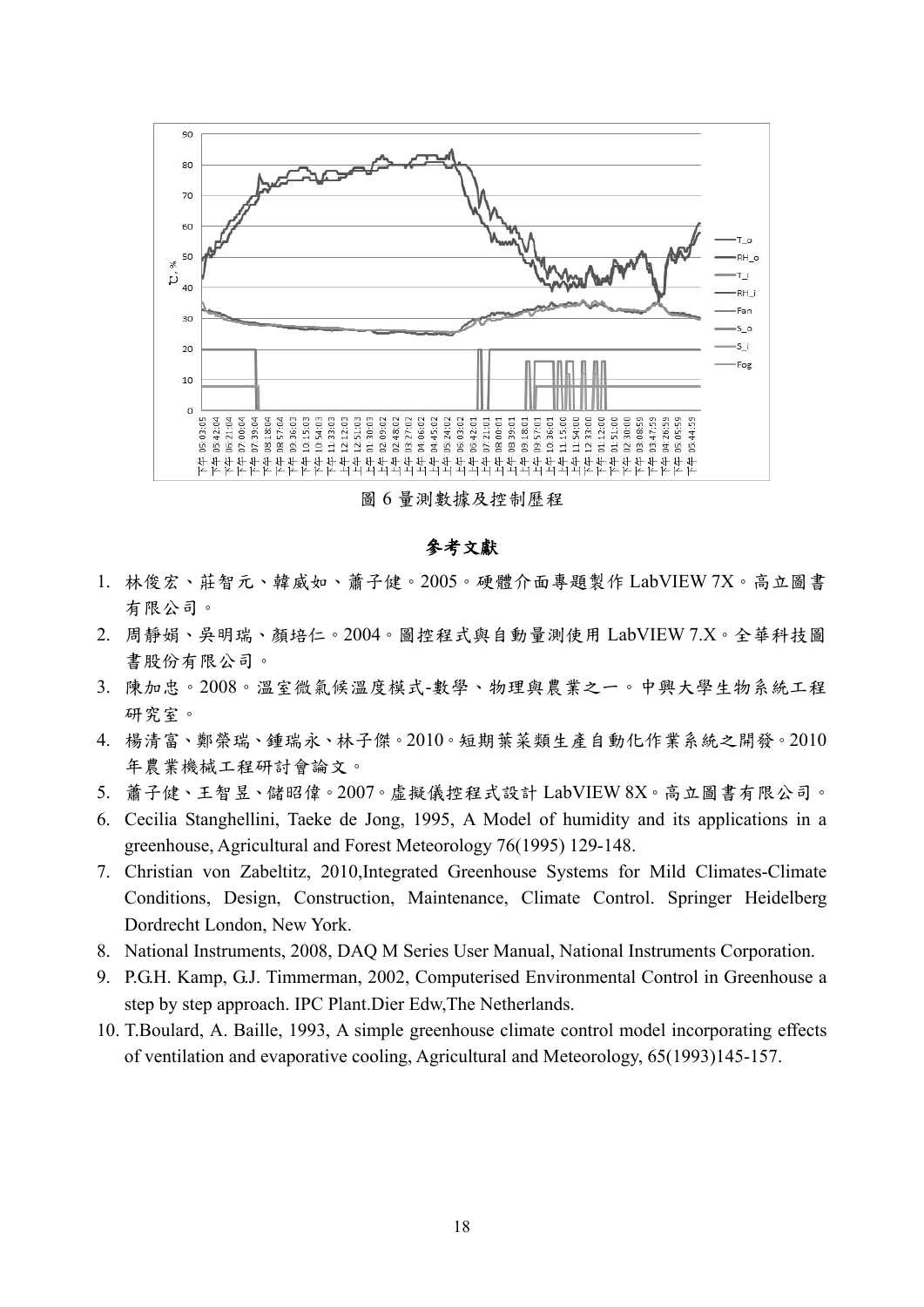圖 6 量測數據及控制歷程

## 參考文獻

1. 林俊宏、莊智元、韓威如、蕭子健。2005。硬體介面專題製作 LabVIEW 7X。高立圖書有限公司。
2. 周靜娟、吳明瑞、顏培仁。2004。圖控程式與自動量測使用 LabVIEW 7.X。全華科技圖書股份有限公司。
3. 陳加忠。2008。溫室微氣候溫度模式-數學、物理與農業之一。中興大學生物系統工程研究室。
4. 楊清富、鄭榮瑞、鍾瑞永、林子傑。2010。短期葉菜類生產自動化作業系統之開發。2010年農業機械工程研討會論文。
5. 蕭子健、王智昱、儲昭偉。2007。虛擬儀控程式設計 LabVIEW 8X。高立圖書有限公司。
6. Cecilia Stanghellini, Taeke de Jong, 1995, A Model of humidity and its applications in a greenhouse, Agricultural and Forest Meteorology 76(1995) 129-148.
7. Christian von Zabeltitz, 2010,Integrated Greenhouse Systems for Mild Climates-Climate Conditions, Design, Construction, Maintenance, Climate Control. Springer Heidelberg Dordrecht London, New York.
8. National Instruments, 2008, DAQ M Series User Manual, National Instruments Corporation.
9. P.G.H. Kamp, G.J. Timmerman, 2002, Computerised Environmental Control in Greenhouse a step by step approach. IPC Plant.Dier Edw,The Netherlands.
10. T.Boulard, A. Baille, 1993, A simple greenhouse climate control model incorporating effects of ventilation and evaporative cooling, Agricultural and Meteorology, 65(1993)145-157.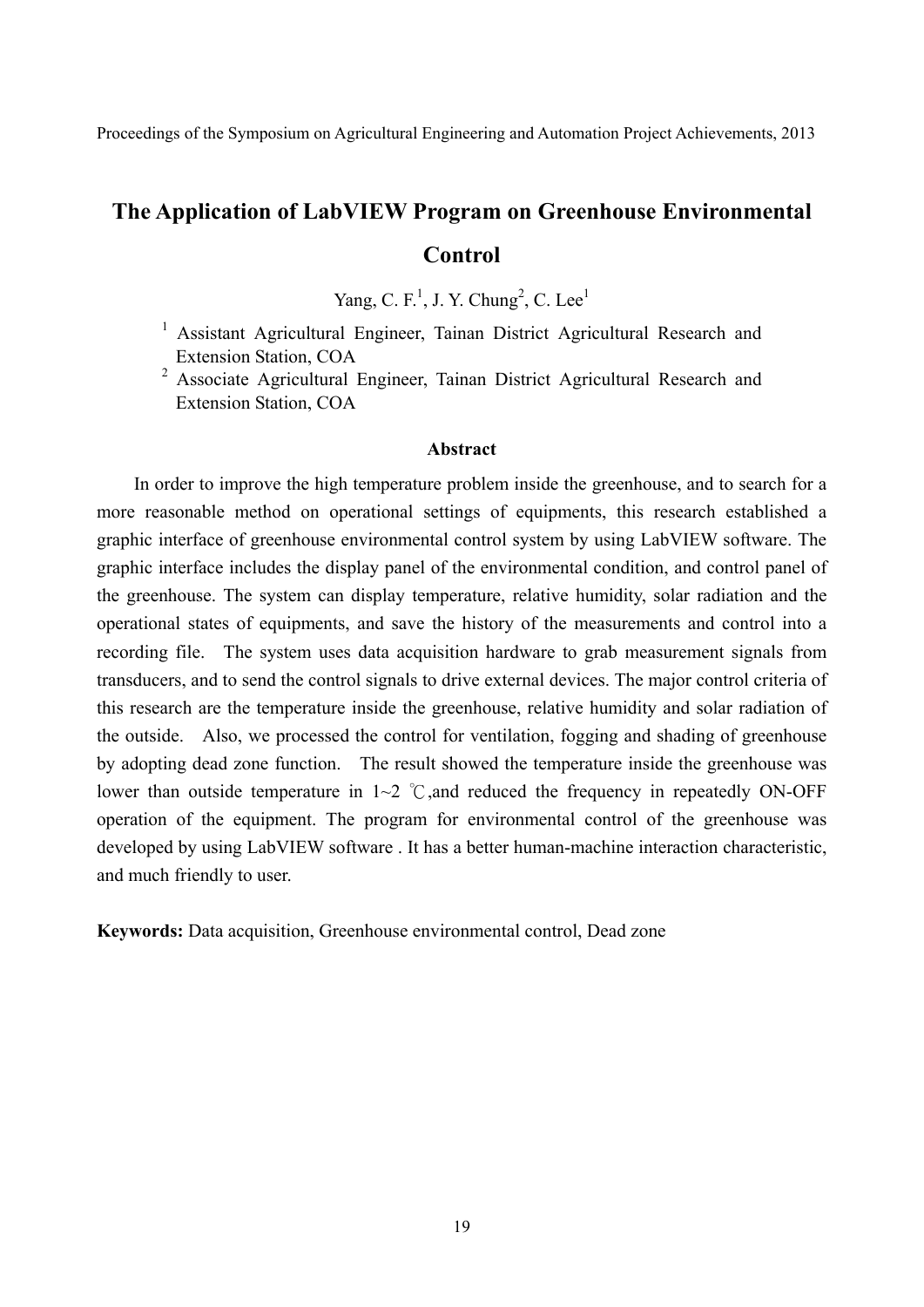# The Application of LabVIEW Program on Greenhouse Environmental Control

Yang, C. F.[1], J. Y. Chung[2], C. Lee[1]

[1] Assistant Agricultural Engineer, Tainan District Agricultural Research and Extension Station, COA

[2] Associate Agricultural Engineer, Tainan District Agricultural Research and Extension Station, COA

## Abstract

In order to improve the high temperature problem inside the greenhouse, and to search for a more reasonable method on operational settings of equipments, this research established a graphic interface of greenhouse environmental control system by using LabVIEW software. The graphic interface includes the display panel of the environmental condition, and control panel of the greenhouse. The system can display temperature, relative humidity, solar radiation and the operational states of equipments, and save the history of the measurements and control into a recording file. The system uses data acquisition hardware to grab measurement signals from transducers, and to send the control signals to drive external devices. The major control criteria of this research are the temperature inside the greenhouse, relative humidity and solar radiation of the outside. Also, we processed the control for ventilation, fogging and shading of greenhouse by adopting dead zone function. The result showed the temperature inside the greenhouse was lower than outside temperature in 1~2 ℃,and reduced the frequency in repeatedly ON-OFF operation of the equipment. The program for environmental control of the greenhouse was developed by using LabVIEW software . It has a better human-machine interaction characteristic, and much friendly to user.

**Keywords:** Data acquisition, Greenhouse environmental control, Dead zone